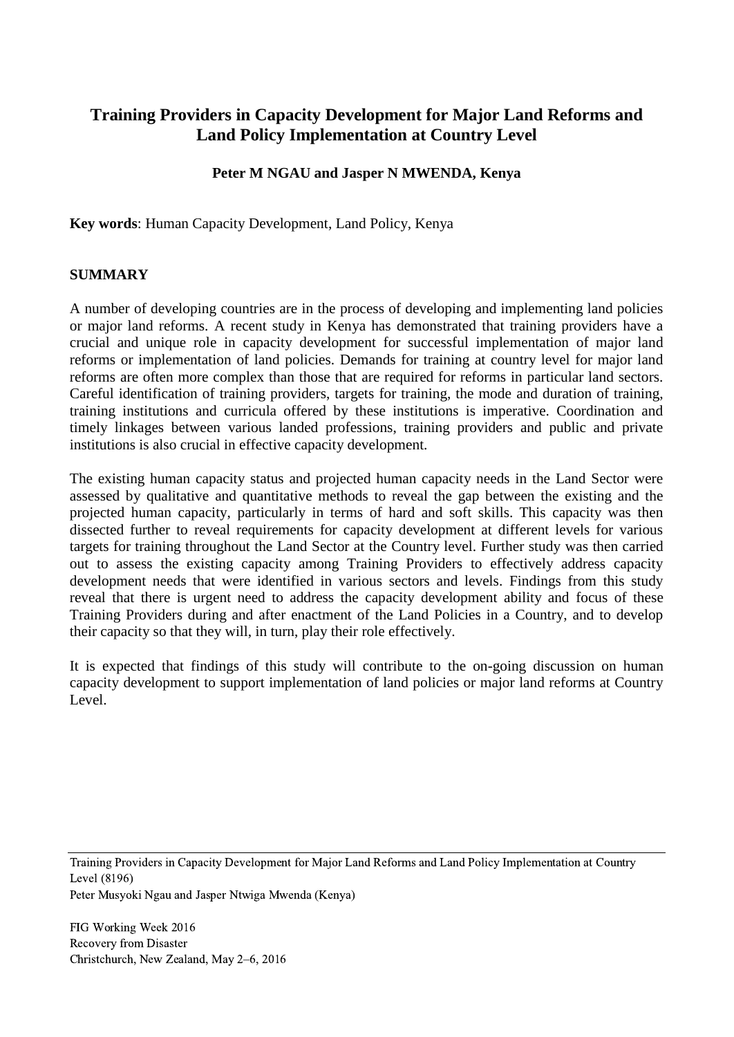# Training Providers in Capacity Development for Major Land Reforms and Land Policy Implementation at Country Level

**Peter M NGAU and Jasper N MWENDA, Kenya**

**Key words**: Human Capacity Development, Land Policy, Kenya

## SUMMARY

A number of developing countries are in the process of developing and implementing land policies or major land reforms. A recent study in Kenya has demonstrated that training providers have a crucial and unique role in capacity development for successful implementation of major land reforms or implementation of land policies. Demands for training at country level for major land reforms are often more complex than those that are required for reforms in particular land sectors. Careful identification of training providers, targets for training, the mode and duration of training, training institutions and curricula offered by these institutions is imperative. Coordination and timely linkages between various landed professions, training providers and public and private institutions is also crucial in effective capacity development.

The existing human capacity status and projected human capacity needs in the Land Sector were assessed by qualitative and quantitative methods to reveal the gap between the existing and the projected human capacity, particularly in terms of hard and soft skills. This capacity was then dissected further to reveal requirements for capacity development at different levels for various targets for training throughout the Land Sector at the Country level. Further study was then carried out to assess the existing capacity among Training Providers to effectively address capacity development needs that were identified in various sectors and levels. Findings from this study reveal that there is urgent need to address the capacity development ability and focus of these Training Providers during and after enactment of the Land Policies in a Country, and to develop their capacity so that they will, in turn, play their role effectively.

It is expected that findings of this study will contribute to the on-going discussion on human capacity development to support implementation of land policies or major land reforms at Country Level.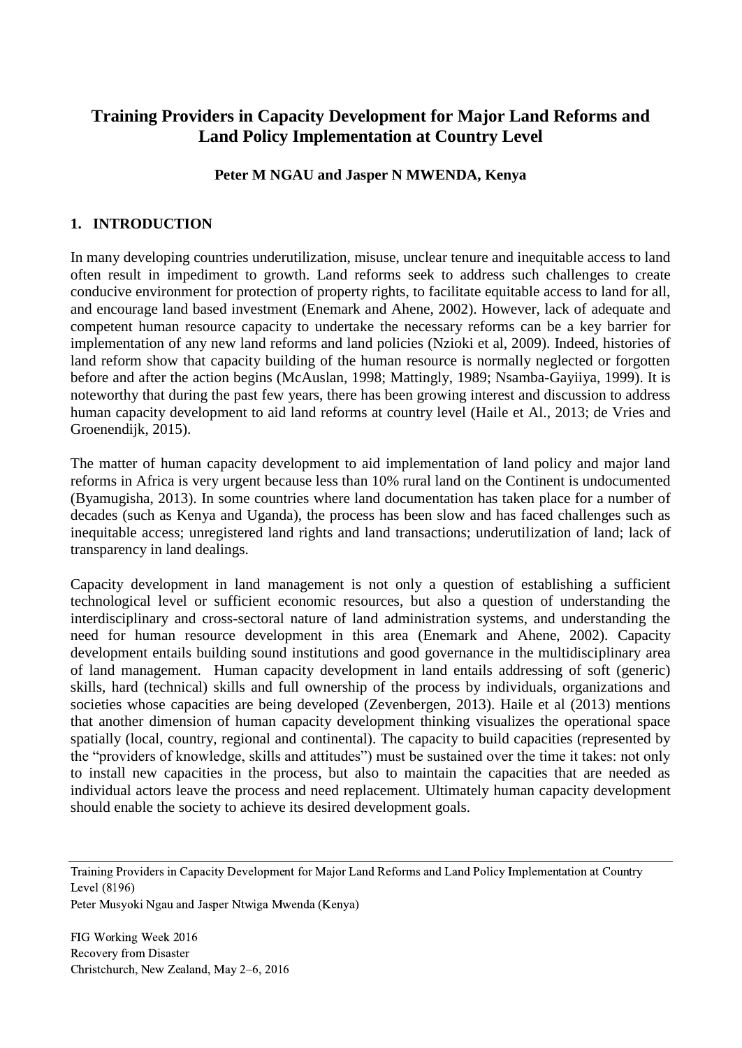# Training Providers in Capacity Development for Major Land Reforms and Land Policy Implementation at Country Level

**Peter M NGAU and Jasper N MWENDA, Kenya**

## 1. INTRODUCTION

In many developing countries underutilization, misuse, unclear tenure and inequitable access to land often result in impediment to growth. Land reforms seek to address such challenges to create conducive environment for protection of property rights, to facilitate equitable access to land for all, and encourage land based investment (Enemark and Ahene, 2002). However, lack of adequate and competent human resource capacity to undertake the necessary reforms can be a key barrier for implementation of any new land reforms and land policies (Nzioki et al, 2009). Indeed, histories of land reform show that capacity building of the human resource is normally neglected or forgotten before and after the action begins (McAuslan, 1998; Mattingly, 1989; Nsamba-Gayiiya, 1999). It is noteworthy that during the past few years, there has been growing interest and discussion to address human capacity development to aid land reforms at country level (Haile et Al., 2013; de Vries and Groenendijk, 2015).

The matter of human capacity development to aid implementation of land policy and major land reforms in Africa is very urgent because less than 10% rural land on the Continent is undocumented (Byamugisha, 2013). In some countries where land documentation has taken place for a number of decades (such as Kenya and Uganda), the process has been slow and has faced challenges such as inequitable access; unregistered land rights and land transactions; underutilization of land; lack of transparency in land dealings.

Capacity development in land management is not only a question of establishing a sufficient technological level or sufficient economic resources, but also a question of understanding the interdisciplinary and cross-sectoral nature of land administration systems, and understanding the need for human resource development in this area (Enemark and Ahene, 2002). Capacity development entails building sound institutions and good governance in the multidisciplinary area of land management. Human capacity development in land entails addressing of soft (generic) skills, hard (technical) skills and full ownership of the process by individuals, organizations and societies whose capacities are being developed (Zevenbergen, 2013). Haile et al (2013) mentions that another dimension of human capacity development thinking visualizes the operational space spatially (local, country, regional and continental). The capacity to build capacities (represented by the "providers of knowledge, skills and attitudes") must be sustained over the time it takes: not only to install new capacities in the process, but also to maintain the capacities that are needed as individual actors leave the process and need replacement. Ultimately human capacity development should enable the society to achieve its desired development goals.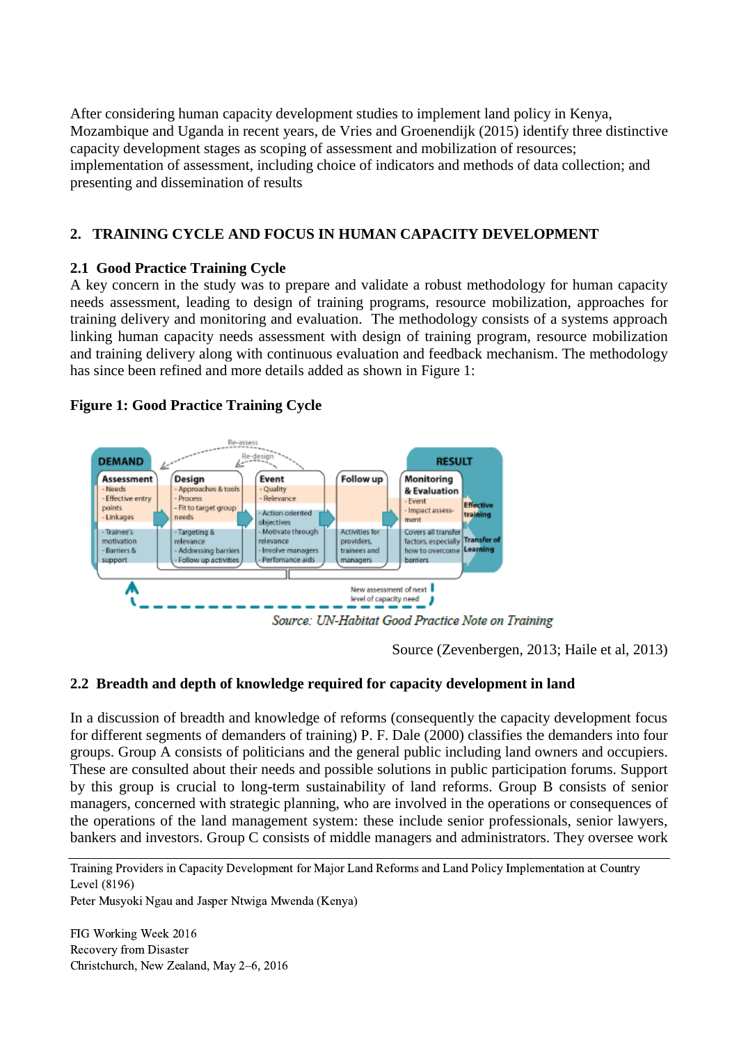After considering human capacity development studies to implement land policy in Kenya, Mozambique and Uganda in recent years, de Vries and Groenendijk (2015) identify three distinctive capacity development stages as scoping of assessment and mobilization of resources; implementation of assessment, including choice of indicators and methods of data collection; and presenting and dissemination of results

## 2. TRAINING CYCLE AND FOCUS IN HUMAN CAPACITY DEVELOPMENT

### 2.1 Good Practice Training Cycle

A key concern in the study was to prepare and validate a robust methodology for human capacity needs assessment, leading to design of training programs, resource mobilization, approaches for training delivery and monitoring and evaluation. The methodology consists of a systems approach linking human capacity needs assessment with design of training program, resource mobilization and training delivery along with continuous evaluation and feedback mechanism. The methodology has since been refined and more details added as shown in Figure 1:

**Figure 1: Good Practice Training Cycle**

*Source: UN-Habitat Good Practice Note on Training*

Source (Zevenbergen, 2013; Haile et al, 2013)

### 2.2 Breadth and depth of knowledge required for capacity development in land

In a discussion of breadth and knowledge of reforms (consequently the capacity development focus for different segments of demanders of training) P. F. Dale (2000) classifies the demanders into four groups. Group A consists of politicians and the general public including land owners and occupiers. These are consulted about their needs and possible solutions in public participation forums. Support by this group is crucial to long-term sustainability of land reforms. Group B consists of senior managers, concerned with strategic planning, who are involved in the operations or consequences of the operations of the land management system: these include senior professionals, senior lawyers, bankers and investors. Group C consists of middle managers and administrators. They oversee work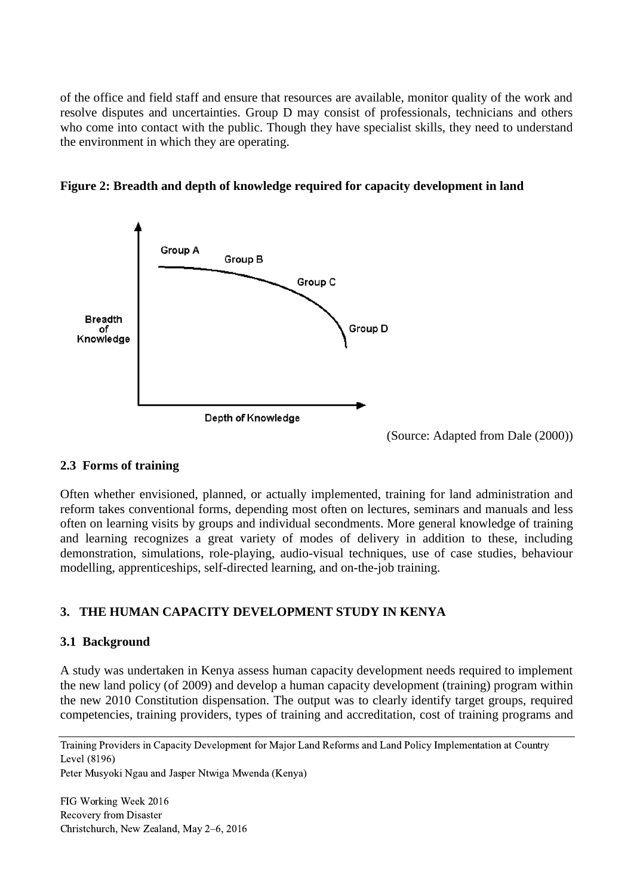of the office and field staff and ensure that resources are available, monitor quality of the work and resolve disputes and uncertainties. Group D may consist of professionals, technicians and others who come into contact with the public. Though they have specialist skills, they need to understand the environment in which they are operating.

**Figure 2: Breadth and depth of knowledge required for capacity development in land**

(Source: Adapted from Dale (2000))

### 2.3 Forms of training

Often whether envisioned, planned, or actually implemented, training for land administration and reform takes conventional forms, depending most often on lectures, seminars and manuals and less often on learning visits by groups and individual secondments. More general knowledge of training and learning recognizes a great variety of modes of delivery in addition to these, including demonstration, simulations, role-playing, audio-visual techniques, use of case studies, behaviour modelling, apprenticeships, self-directed learning, and on-the-job training.

## 3. THE HUMAN CAPACITY DEVELOPMENT STUDY IN KENYA

### 3.1 Background

A study was undertaken in Kenya assess human capacity development needs required to implement the new land policy (of 2009) and develop a human capacity development (training) program within the new 2010 Constitution dispensation. The output was to clearly identify target groups, required competencies, training providers, types of training and accreditation, cost of training programs and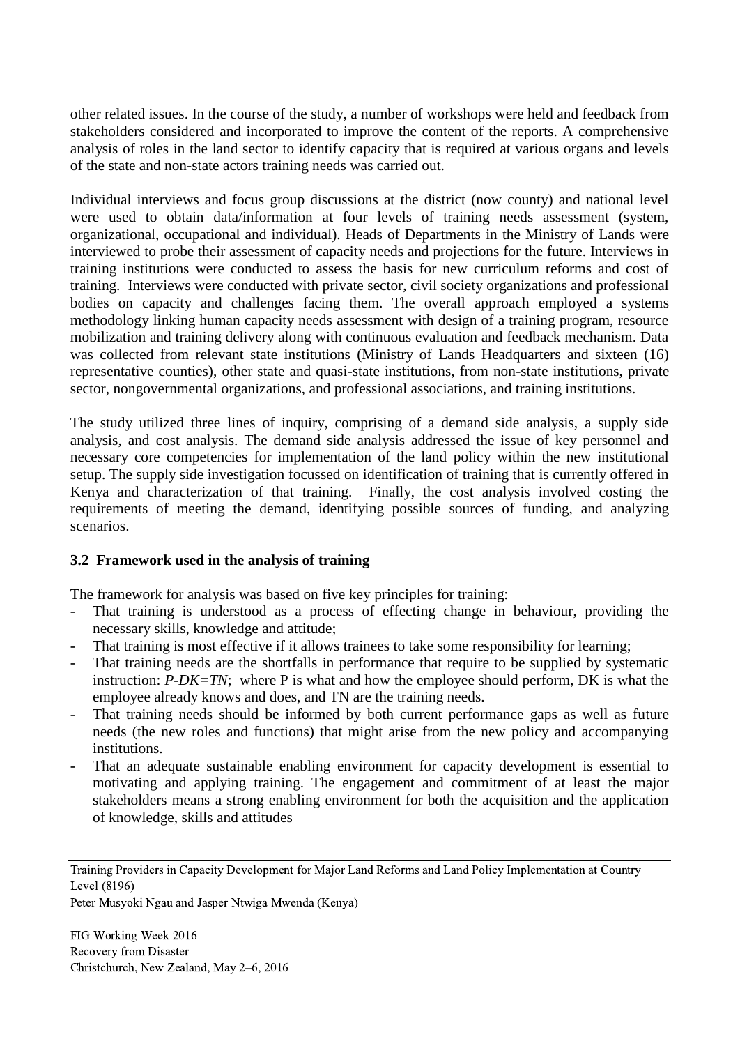other related issues. In the course of the study, a number of workshops were held and feedback from stakeholders considered and incorporated to improve the content of the reports. A comprehensive analysis of roles in the land sector to identify capacity that is required at various organs and levels of the state and non-state actors training needs was carried out.

Individual interviews and focus group discussions at the district (now county) and national level were used to obtain data/information at four levels of training needs assessment (system, organizational, occupational and individual). Heads of Departments in the Ministry of Lands were interviewed to probe their assessment of capacity needs and projections for the future. Interviews in training institutions were conducted to assess the basis for new curriculum reforms and cost of training. Interviews were conducted with private sector, civil society organizations and professional bodies on capacity and challenges facing them. The overall approach employed a systems methodology linking human capacity needs assessment with design of a training program, resource mobilization and training delivery along with continuous evaluation and feedback mechanism. Data was collected from relevant state institutions (Ministry of Lands Headquarters and sixteen (16) representative counties), other state and quasi-state institutions, from non-state institutions, private sector, nongovernmental organizations, and professional associations, and training institutions.

The study utilized three lines of inquiry, comprising of a demand side analysis, a supply side analysis, and cost analysis. The demand side analysis addressed the issue of key personnel and necessary core competencies for implementation of the land policy within the new institutional setup. The supply side investigation focussed on identification of training that is currently offered in Kenya and characterization of that training. Finally, the cost analysis involved costing the requirements of meeting the demand, identifying possible sources of funding, and analyzing scenarios.

### 3.2 Framework used in the analysis of training

The framework for analysis was based on five key principles for training:

- That training is understood as a process of effecting change in behaviour, providing the necessary skills, knowledge and attitude;
- That training is most effective if it allows trainees to take some responsibility for learning;
- That training needs are the shortfalls in performance that require to be supplied by systematic instruction: $P\text{-}DK=TN$; where P is what and how the employee should perform, DK is what the employee already knows and does, and TN are the training needs.
- That training needs should be informed by both current performance gaps as well as future needs (the new roles and functions) that might arise from the new policy and accompanying institutions.
- That an adequate sustainable enabling environment for capacity development is essential to motivating and applying training. The engagement and commitment of at least the major stakeholders means a strong enabling environment for both the acquisition and the application of knowledge, skills and attitudes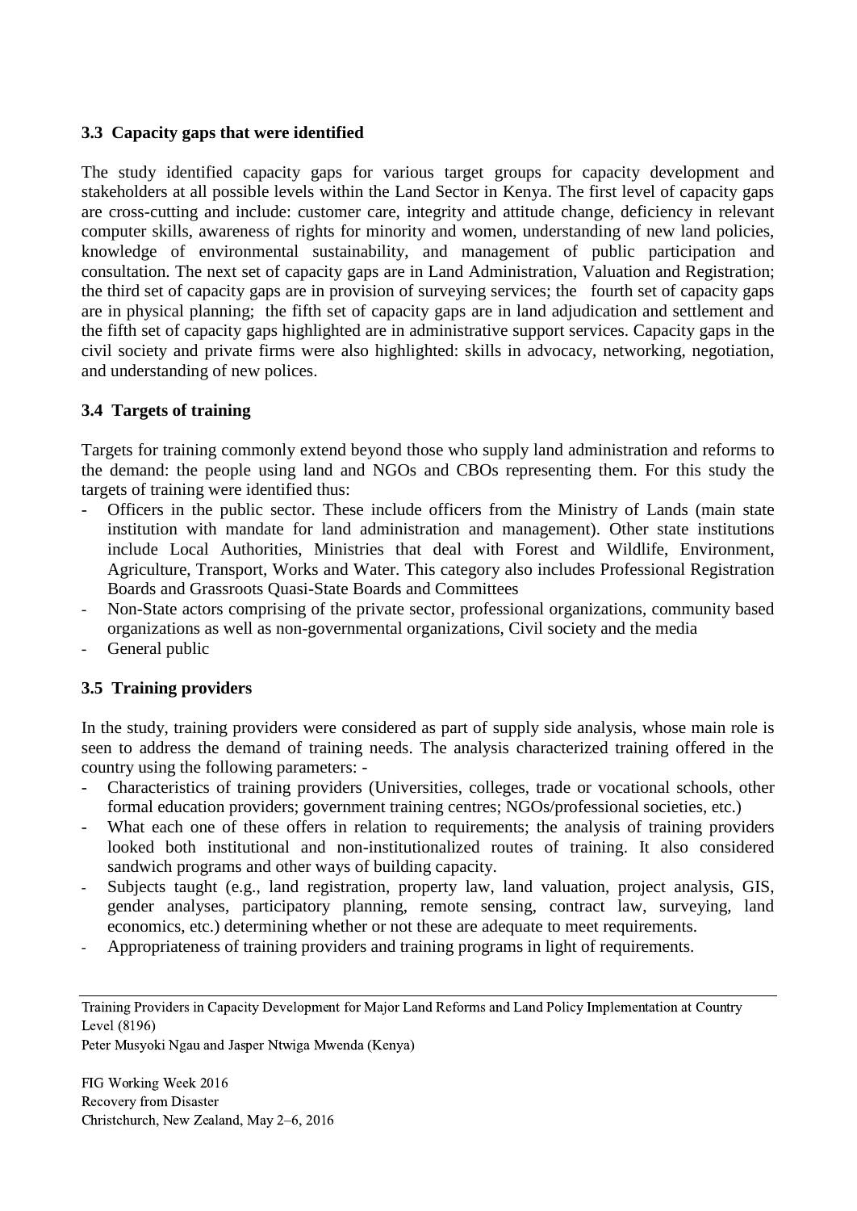### 3.3 Capacity gaps that were identified

The study identified capacity gaps for various target groups for capacity development and stakeholders at all possible levels within the Land Sector in Kenya. The first level of capacity gaps are cross-cutting and include: customer care, integrity and attitude change, deficiency in relevant computer skills, awareness of rights for minority and women, understanding of new land policies, knowledge of environmental sustainability, and management of public participation and consultation. The next set of capacity gaps are in Land Administration, Valuation and Registration; the third set of capacity gaps are in provision of surveying services; the fourth set of capacity gaps are in physical planning; the fifth set of capacity gaps are in land adjudication and settlement and the fifth set of capacity gaps highlighted are in administrative support services. Capacity gaps in the civil society and private firms were also highlighted: skills in advocacy, networking, negotiation, and understanding of new polices.

### 3.4 Targets of training

Targets for training commonly extend beyond those who supply land administration and reforms to the demand: the people using land and NGOs and CBOs representing them. For this study the targets of training were identified thus:

- Officers in the public sector. These include officers from the Ministry of Lands (main state institution with mandate for land administration and management). Other state institutions include Local Authorities, Ministries that deal with Forest and Wildlife, Environment, Agriculture, Transport, Works and Water. This category also includes Professional Registration Boards and Grassroots Quasi-State Boards and Committees
- Non-State actors comprising of the private sector, professional organizations, community based organizations as well as non-governmental organizations, Civil society and the media
- General public

### 3.5 Training providers

In the study, training providers were considered as part of supply side analysis, whose main role is seen to address the demand of training needs. The analysis characterized training offered in the country using the following parameters: -

- Characteristics of training providers (Universities, colleges, trade or vocational schools, other formal education providers; government training centres; NGOs/professional societies, etc.)
- What each one of these offers in relation to requirements; the analysis of training providers looked both institutional and non-institutionalized routes of training. It also considered sandwich programs and other ways of building capacity.
- Subjects taught (e.g., land registration, property law, land valuation, project analysis, GIS, gender analyses, participatory planning, remote sensing, contract law, surveying, land economics, etc.) determining whether or not these are adequate to meet requirements.
- Appropriateness of training providers and training programs in light of requirements.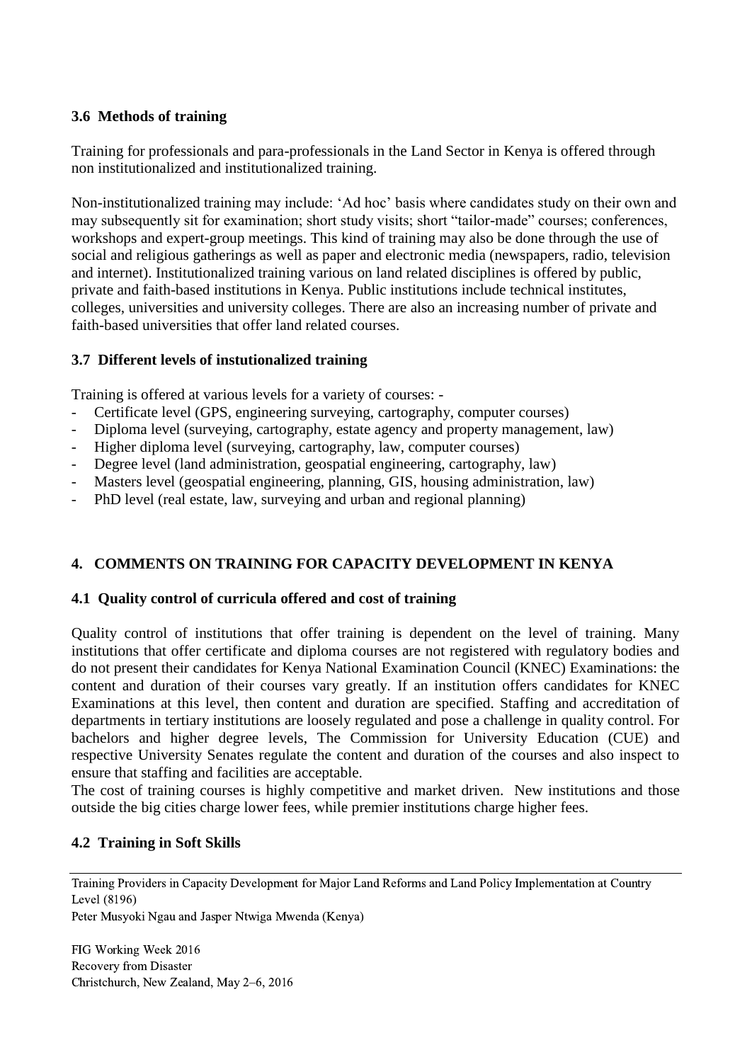### 3.6 Methods of training

Training for professionals and para-professionals in the Land Sector in Kenya is offered through non institutionalized and institutionalized training.

Non-institutionalized training may include: 'Ad hoc' basis where candidates study on their own and may subsequently sit for examination; short study visits; short "tailor-made" courses; conferences, workshops and expert-group meetings. This kind of training may also be done through the use of social and religious gatherings as well as paper and electronic media (newspapers, radio, television and internet). Institutionalized training various on land related disciplines is offered by public, private and faith-based institutions in Kenya. Public institutions include technical institutes, colleges, universities and university colleges. There are also an increasing number of private and faith-based universities that offer land related courses.

### 3.7 Different levels of instutionalized training

Training is offered at various levels for a variety of courses: -

- Certificate level (GPS, engineering surveying, cartography, computer courses)
- Diploma level (surveying, cartography, estate agency and property management, law)
- Higher diploma level (surveying, cartography, law, computer courses)
- Degree level (land administration, geospatial engineering, cartography, law)
- Masters level (geospatial engineering, planning, GIS, housing administration, law)
- PhD level (real estate, law, surveying and urban and regional planning)

## 4. COMMENTS ON TRAINING FOR CAPACITY DEVELOPMENT IN KENYA

### 4.1 Quality control of curricula offered and cost of training

Quality control of institutions that offer training is dependent on the level of training. Many institutions that offer certificate and diploma courses are not registered with regulatory bodies and do not present their candidates for Kenya National Examination Council (KNEC) Examinations: the content and duration of their courses vary greatly. If an institution offers candidates for KNEC Examinations at this level, then content and duration are specified. Staffing and accreditation of departments in tertiary institutions are loosely regulated and pose a challenge in quality control. For bachelors and higher degree levels, The Commission for University Education (CUE) and respective University Senates regulate the content and duration of the courses and also inspect to ensure that staffing and facilities are acceptable.

The cost of training courses is highly competitive and market driven. New institutions and those outside the big cities charge lower fees, while premier institutions charge higher fees.

### 4.2 Training in Soft Skills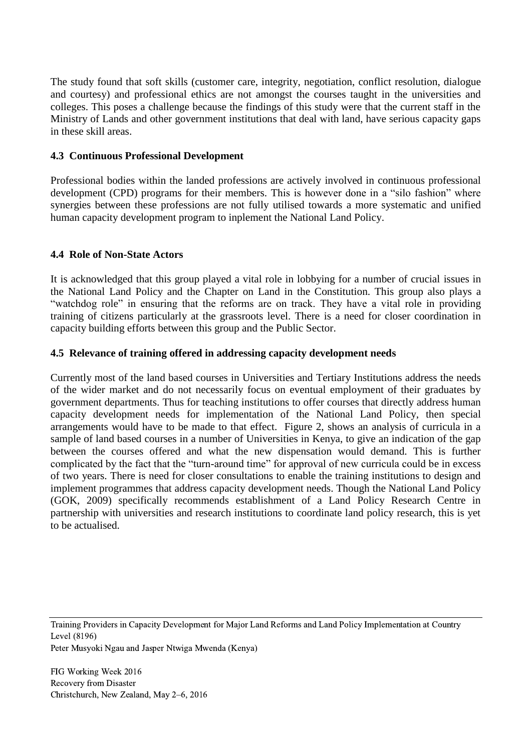The study found that soft skills (customer care, integrity, negotiation, conflict resolution, dialogue and courtesy) and professional ethics are not amongst the courses taught in the universities and colleges. This poses a challenge because the findings of this study were that the current staff in the Ministry of Lands and other government institutions that deal with land, have serious capacity gaps in these skill areas.

### 4.3 Continuous Professional Development

Professional bodies within the landed professions are actively involved in continuous professional development (CPD) programs for their members. This is however done in a "silo fashion" where synergies between these professions are not fully utilised towards a more systematic and unified human capacity development program to inplement the National Land Policy.

### 4.4 Role of Non-State Actors

It is acknowledged that this group played a vital role in lobbying for a number of crucial issues in the National Land Policy and the Chapter on Land in the Constitution. This group also plays a "watchdog role" in ensuring that the reforms are on track. They have a vital role in providing training of citizens particularly at the grassroots level. There is a need for closer coordination in capacity building efforts between this group and the Public Sector.

### 4.5 Relevance of training offered in addressing capacity development needs

Currently most of the land based courses in Universities and Tertiary Institutions address the needs of the wider market and do not necessarily focus on eventual employment of their graduates by government departments. Thus for teaching institutions to offer courses that directly address human capacity development needs for implementation of the National Land Policy, then special arrangements would have to be made to that effect. Figure 2, shows an analysis of curricula in a sample of land based courses in a number of Universities in Kenya, to give an indication of the gap between the courses offered and what the new dispensation would demand. This is further complicated by the fact that the "turn-around time" for approval of new curricula could be in excess of two years. There is need for closer consultations to enable the training institutions to design and implement programmes that address capacity development needs. Though the National Land Policy (GOK, 2009) specifically recommends establishment of a Land Policy Research Centre in partnership with universities and research institutions to coordinate land policy research, this is yet to be actualised.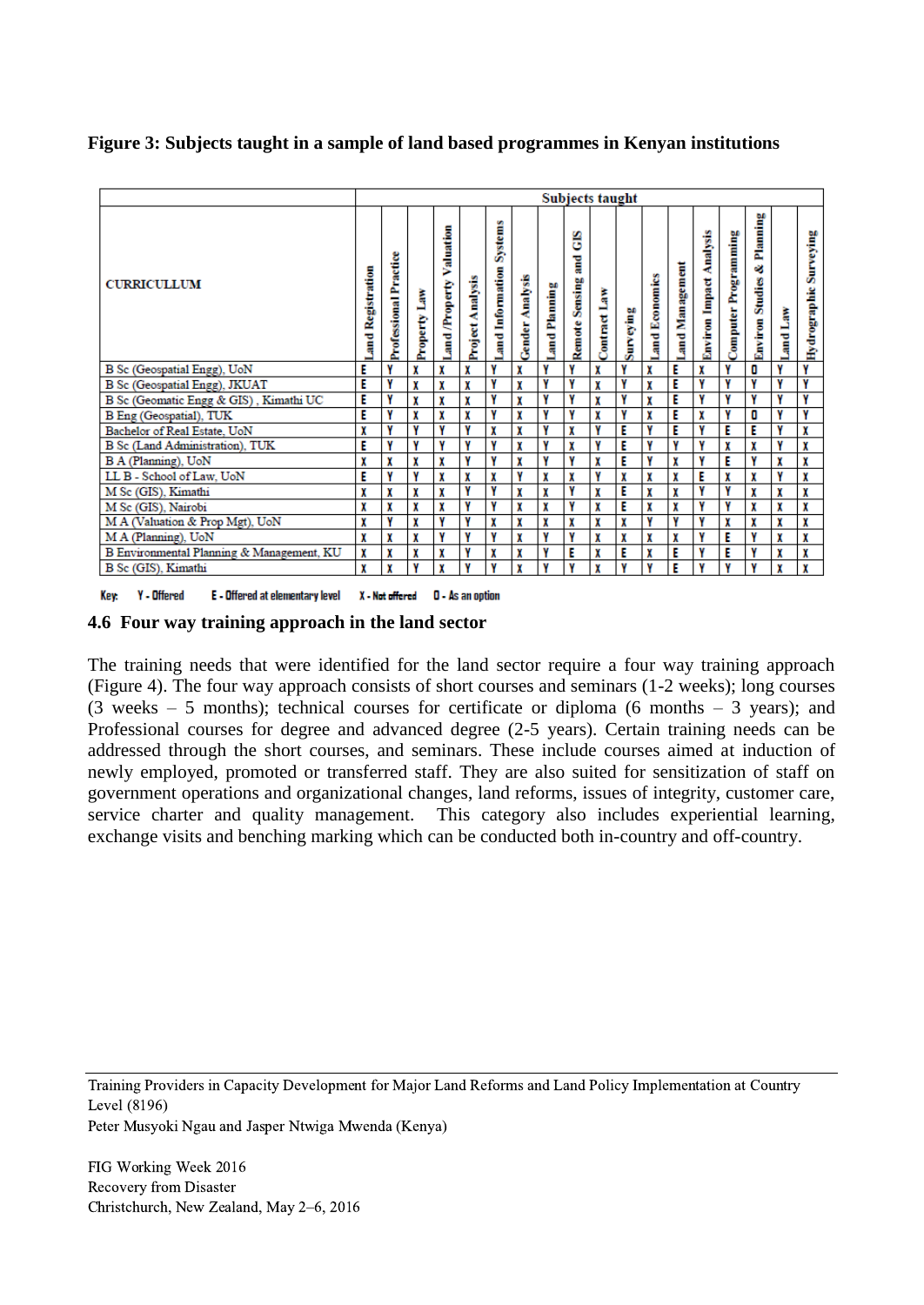**Figure 3: Subjects taught in a sample of land based programmes in Kenyan institutions**

| CURRICULLUM | Subjects taught | | | | | | | | | | | | | | | | | |
|---|---|---|---|---|---|---|---|---|---|---|---|---|---|---|---|---|---|---|
| | Land Registration | Professional Practice | Property Law | Land /Property Valuation | Project Analysis | Land Information Systems | Gender Analysis | Land Planning | Remote Sensing and GIS | Contract Law | Surveying | Land Economics | Land Management | Environ Impact Analysis | Computer Programming | Environ Studies & Planning | Land Law | Hydrographic Surveying |
| B Sc (Geospatial Engg), UoN | E | Y | X | X | X | Y | X | Y | Y | X | Y | X | E | X | Y | O | Y | Y |
| B Sc (Geospatial Engg), JKUAT | E | Y | X | X | X | Y | X | Y | Y | X | Y | X | E | Y | Y | Y | Y | Y |
| B Sc (Geomatic Engg & GIS) , Kimathi UC | E | Y | X | X | X | Y | X | Y | Y | X | Y | X | E | Y | Y | Y | Y | Y |
| B Eng (Geospatial), TUK | E | Y | X | X | X | Y | X | Y | Y | X | Y | X | E | X | Y | O | Y | Y |
| Bachelor of Real Estate, UoN | X | Y | Y | Y | Y | X | X | Y | X | Y | E | Y | E | Y | E | E | Y | X |
| B Sc (Land Administration), TUK | E | Y | Y | Y | Y | Y | X | Y | X | Y | E | Y | Y | Y | X | X | Y | X |
| B A (Planning), UoN | X | X | X | X | Y | Y | X | Y | Y | X | E | Y | X | Y | E | Y | X | X |
| LL B - School of Law, UoN | E | Y | Y | X | X | X | Y | X | X | Y | X | X | X | E | X | X | Y | X |
| M Sc (GIS), Kimathi | X | X | X | X | Y | Y | X | X | Y | X | E | X | X | Y | Y | X | X | X |
| M Sc (GIS), Nairobi | X | X | X | X | Y | Y | X | X | Y | X | E | X | X | Y | Y | X | X | X |
| M A (Valuation & Prop Mgt), UoN | X | Y | X | Y | Y | X | X | X | X | X | X | Y | Y | Y | X | X | X | X |
| M A (Planning), UoN | X | X | X | Y | Y | Y | X | Y | Y | X | X | X | X | Y | E | Y | X | X |
| B Environmental Planning & Management, KU | X | X | X | X | Y | X | X | Y | E | X | E | X | E | Y | E | Y | X | X |
| B Sc (GIS), Kimathi | X | X | Y | X | Y | Y | X | Y | Y | X | Y | Y | E | Y | Y | Y | X | X |

Key: Y - Offered E - Offered at elementary level X - Not offered O - As an option

### 4.6 Four way training approach in the land sector

The training needs that were identified for the land sector require a four way training approach (Figure 4). The four way approach consists of short courses and seminars (1-2 weeks); long courses (3 weeks – 5 months); technical courses for certificate or diploma (6 months – 3 years); and Professional courses for degree and advanced degree (2-5 years). Certain training needs can be addressed through the short courses, and seminars. These include courses aimed at induction of newly employed, promoted or transferred staff. They are also suited for sensitization of staff on government operations and organizational changes, land reforms, issues of integrity, customer care, service charter and quality management. This category also includes experiential learning, exchange visits and benching marking which can be conducted both in-country and off-country.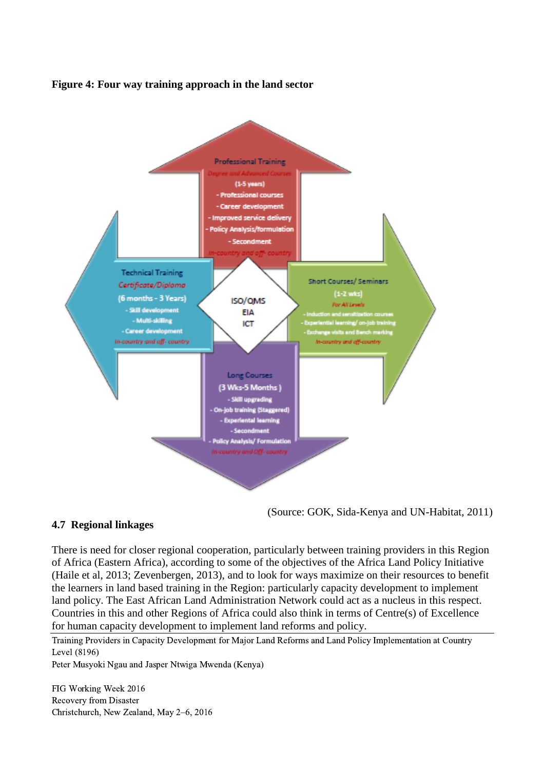**Figure 4: Four way training approach in the land sector**

**Professional Training**
*Degree and Advanced Courses*
(1-5 years)
- Professional courses
- Career development
- Improved service delivery
- Policy Analysis/formulation
- Secondment

*In-country and off- country*

**Technical Training**
*Certificate/Diploma*
(6 months - 3 Years)
- Skill development
- Multi-skilling
- Career development

*In-country and off- country*

**ISO/QMS**
**EIA**
**ICT**

**Short Courses/ Seminars**
(1-2 wks)
*For All Levels*
- Induction and sensitization courses
- Experiential learning/ on-job training
- Exchange visits and Bench marking

*In-country and off-country*

**Long Courses**
(3 Wks-5 Months )
- Skill upgrading
- On-job training (Staggered)
- Experiental learning
- Secondment
- Policy Analysis/ Formulation

*In-country and Off- country*

(Source: GOK, Sida-Kenya and UN-Habitat, 2011)

## 4.7 Regional linkages

There is need for closer regional cooperation, particularly between training providers in this Region of Africa (Eastern Africa), according to some of the objectives of the Africa Land Policy Initiative (Haile et al, 2013; Zevenbergen, 2013), and to look for ways maximize on their resources to benefit the learners in land based training in the Region: particularly capacity development to implement land policy. The East African Land Administration Network could act as a nucleus in this respect. Countries in this and other Regions of Africa could also think in terms of Centre(s) of Excellence for human capacity development to implement land reforms and policy.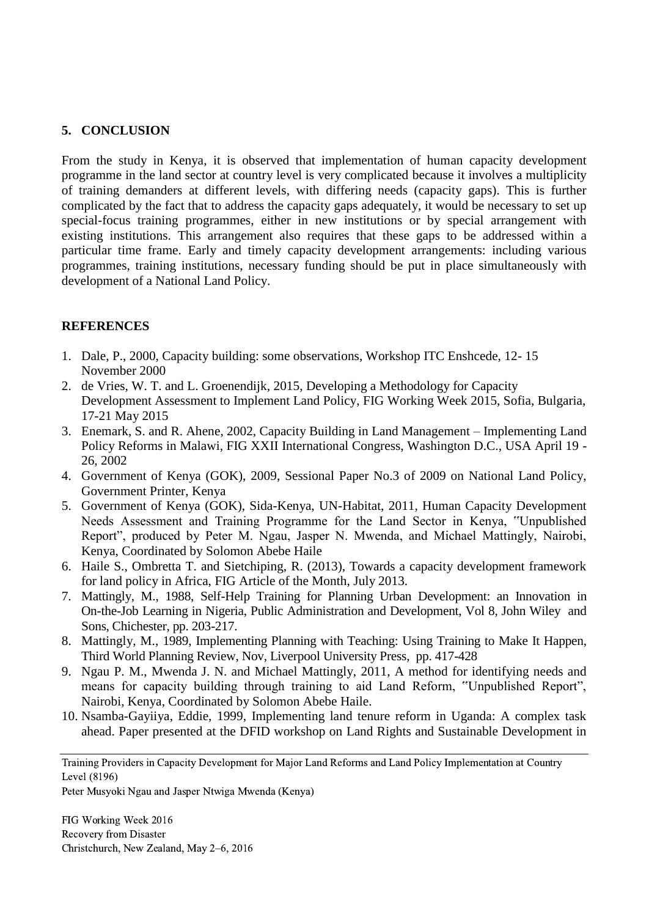## 5. CONCLUSION

From the study in Kenya, it is observed that implementation of human capacity development programme in the land sector at country level is very complicated because it involves a multiplicity of training demanders at different levels, with differing needs (capacity gaps). This is further complicated by the fact that to address the capacity gaps adequately, it would be necessary to set up special-focus training programmes, either in new institutions or by special arrangement with existing institutions. This arrangement also requires that these gaps to be addressed within a particular time frame. Early and timely capacity development arrangements: including various programmes, training institutions, necessary funding should be put in place simultaneously with development of a National Land Policy.

## REFERENCES

1. Dale, P., 2000, Capacity building: some observations, Workshop ITC Enshcede, 12- 15 November 2000
2. de Vries, W. T. and L. Groenendijk, 2015, Developing a Methodology for Capacity Development Assessment to Implement Land Policy, FIG Working Week 2015, Sofia, Bulgaria, 17-21 May 2015
3. Enemark, S. and R. Ahene, 2002, Capacity Building in Land Management – Implementing Land Policy Reforms in Malawi, FIG XXII International Congress, Washington D.C., USA April 19 - 26, 2002
4. Government of Kenya (GOK), 2009, Sessional Paper No.3 of 2009 on National Land Policy, Government Printer, Kenya
5. Government of Kenya (GOK), Sida-Kenya, UN-Habitat, 2011, Human Capacity Development Needs Assessment and Training Programme for the Land Sector in Kenya, "Unpublished Report", produced by Peter M. Ngau, Jasper N. Mwenda, and Michael Mattingly, Nairobi, Kenya, Coordinated by Solomon Abebe Haile
6. Haile S., Ombretta T. and Sietchiping, R. (2013), Towards a capacity development framework for land policy in Africa, FIG Article of the Month, July 2013.
7. Mattingly, M., 1988, Self-Help Training for Planning Urban Development: an Innovation in On-the-Job Learning in Nigeria, Public Administration and Development, Vol 8, John Wiley and Sons, Chichester, pp. 203-217.
8. Mattingly, M., 1989, Implementing Planning with Teaching: Using Training to Make It Happen, Third World Planning Review, Nov, Liverpool University Press, pp. 417-428
9. Ngau P. M., Mwenda J. N. and Michael Mattingly, 2011, A method for identifying needs and means for capacity building through training to aid Land Reform, "Unpublished Report", Nairobi, Kenya, Coordinated by Solomon Abebe Haile.
10. Nsamba-Gayiiya, Eddie, 1999, Implementing land tenure reform in Uganda: A complex task ahead. Paper presented at the DFID workshop on Land Rights and Sustainable Development in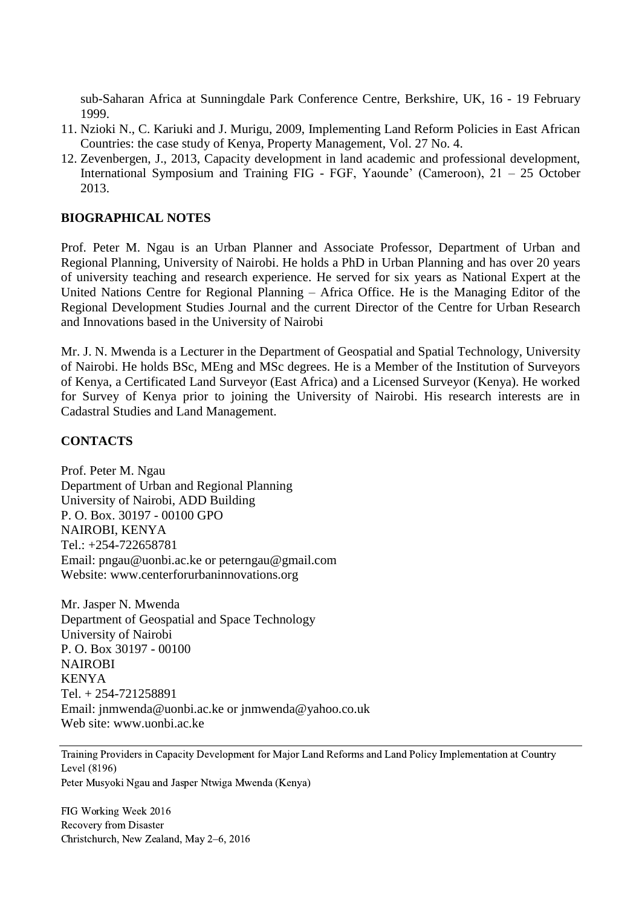sub-Saharan Africa at Sunningdale Park Conference Centre, Berkshire, UK, 16 - 19 February 1999.

11. Nzioki N., C. Kariuki and J. Murigu, 2009, Implementing Land Reform Policies in East African Countries: the case study of Kenya, Property Management, Vol. 27 No. 4.
12. Zevenbergen, J., 2013, Capacity development in land academic and professional development, International Symposium and Training FIG - FGF, Yaounde' (Cameroon), 21 – 25 October 2013.

## BIOGRAPHICAL NOTES

Prof. Peter M. Ngau is an Urban Planner and Associate Professor, Department of Urban and Regional Planning, University of Nairobi. He holds a PhD in Urban Planning and has over 20 years of university teaching and research experience. He served for six years as National Expert at the United Nations Centre for Regional Planning – Africa Office. He is the Managing Editor of the Regional Development Studies Journal and the current Director of the Centre for Urban Research and Innovations based in the University of Nairobi

Mr. J. N. Mwenda is a Lecturer in the Department of Geospatial and Spatial Technology, University of Nairobi. He holds BSc, MEng and MSc degrees. He is a Member of the Institution of Surveyors of Kenya, a Certificated Land Surveyor (East Africa) and a Licensed Surveyor (Kenya). He worked for Survey of Kenya prior to joining the University of Nairobi. His research interests are in Cadastral Studies and Land Management.

## CONTACTS

Prof. Peter M. Ngau
Department of Urban and Regional Planning
University of Nairobi, ADD Building
P. O. Box. 30197 - 00100 GPO
NAIROBI, KENYA
Tel.: +254-722658781
Email: pngau@uonbi.ac.ke or peterngau@gmail.com
Website: www.centerforurbaninnovations.org

Mr. Jasper N. Mwenda
Department of Geospatial and Space Technology
University of Nairobi
P. O. Box 30197 - 00100
NAIROBI
KENYA
Tel. + 254-721258891
Email: jnmwenda@uonbi.ac.ke or jnmwenda@yahoo.co.uk
Web site: www.uonbi.ac.ke